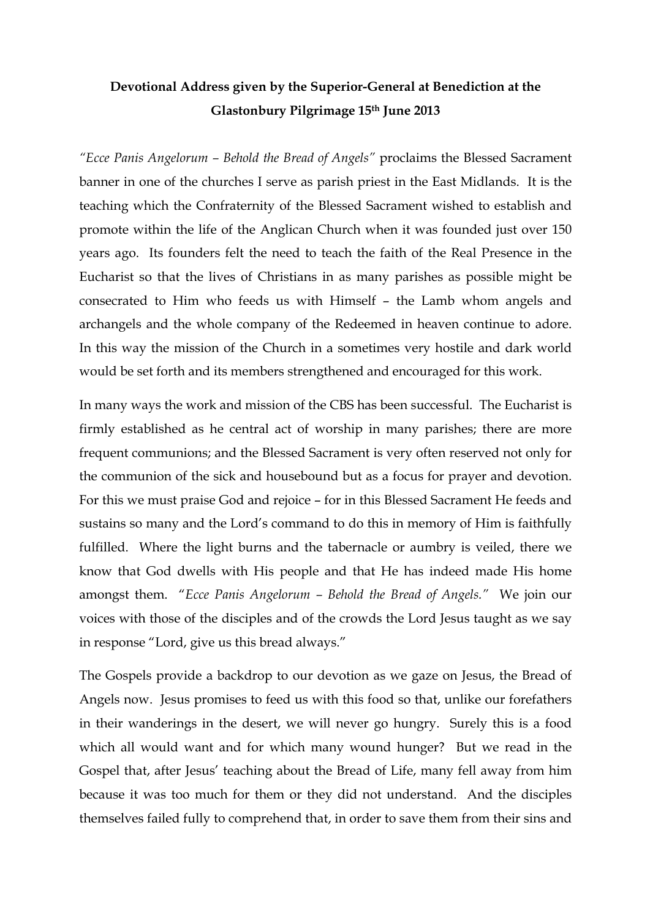**Devotional Address given by the Superior-General at Benediction at the Glastonbury Pilgrimage 15th June 2013**

*"Ecce Panis Angelorum – Behold the Bread of Angels"* proclaims the Blessed Sacrament banner in one of the churches I serve as parish priest in the East Midlands. It is the teaching which the Confraternity of the Blessed Sacrament wished to establish and promote within the life of the Anglican Church when it was founded just over 150 years ago. Its founders felt the need to teach the faith of the Real Presence in the Eucharist so that the lives of Christians in as many parishes as possible might be consecrated to Him who feeds us with Himself – the Lamb whom angels and archangels and the whole company of the Redeemed in heaven continue to adore. In this way the mission of the Church in a sometimes very hostile and dark world would be set forth and its members strengthened and encouraged for this work.

In many ways the work and mission of the CBS has been successful. The Eucharist is firmly established as he central act of worship in many parishes; there are more frequent communions; and the Blessed Sacrament is very often reserved not only for the communion of the sick and housebound but as a focus for prayer and devotion. For this we must praise God and rejoice – for in this Blessed Sacrament He feeds and sustains so many and the Lord's command to do this in memory of Him is faithfully fulfilled. Where the light burns and the tabernacle or aumbry is veiled, there we know that God dwells with His people and that He has indeed made His home amongst them. "*Ecce Panis Angelorum – Behold the Bread of Angels.*" We join our voices with those of the disciples and of the crowds the Lord Jesus taught as we say in response "Lord, give us this bread always."

The Gospels provide a backdrop to our devotion as we gaze on Jesus, the Bread of Angels now. Jesus promises to feed us with this food so that, unlike our forefathers in their wanderings in the desert, we will never go hungry. Surely this is a food which all would want and for which many wound hunger? But we read in the Gospel that, after Jesus' teaching about the Bread of Life, many fell away from him because it was too much for them or they did not understand. And the disciples themselves failed fully to comprehend that, in order to save them from their sins and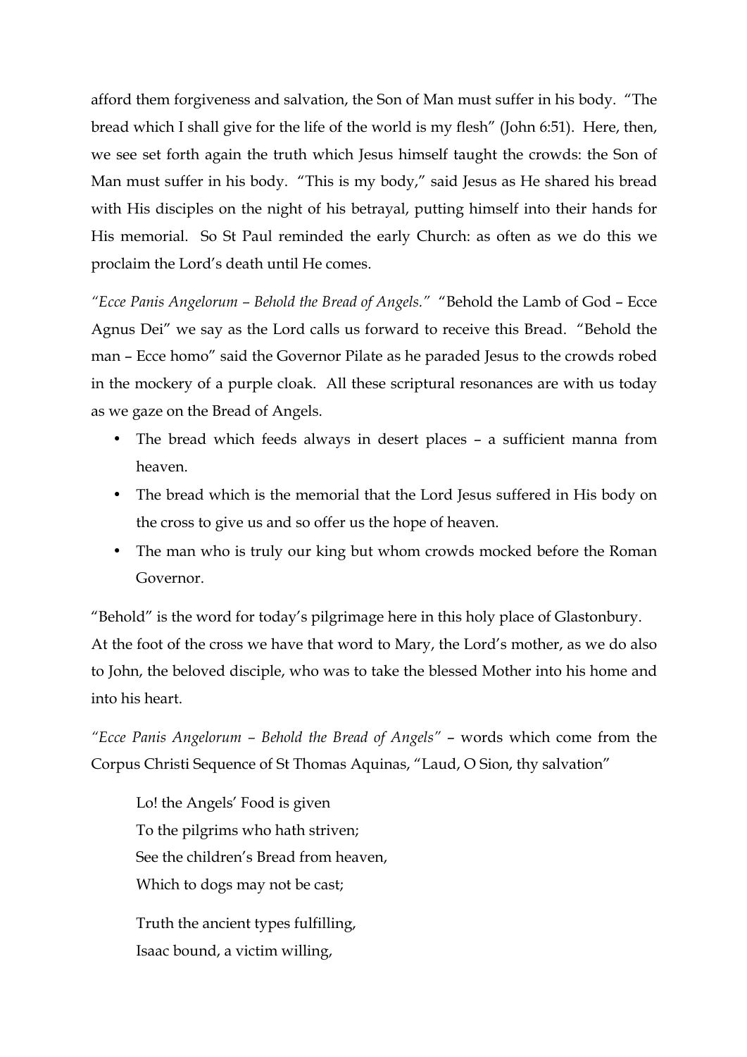afford them forgiveness and salvation, the Son of Man must suffer in his body. "The bread which I shall give for the life of the world is my flesh" (John 6:51). Here, then, we see set forth again the truth which Jesus himself taught the crowds: the Son of Man must suffer in his body. "This is my body," said Jesus as He shared his bread with His disciples on the night of his betrayal, putting himself into their hands for His memorial. So St Paul reminded the early Church: as often as we do this we proclaim the Lord's death until He comes.

*"Ecce Panis Angelorum – Behold the Bread of Angels."* "Behold the Lamb of God – Ecce Agnus Dei" we say as the Lord calls us forward to receive this Bread. "Behold the man – Ecce homo" said the Governor Pilate as he paraded Jesus to the crowds robed in the mockery of a purple cloak. All these scriptural resonances are with us today as we gaze on the Bread of Angels.

- The bread which feeds always in desert places – a sufficient manna from heaven.
- The bread which is the memorial that the Lord Jesus suffered in His body on the cross to give us and so offer us the hope of heaven.
- The man who is truly our king but whom crowds mocked before the Roman Governor.

"Behold" is the word for today's pilgrimage here in this holy place of Glastonbury. At the foot of the cross we have that word to Mary, the Lord's mother, as we do also to John, the beloved disciple, who was to take the blessed Mother into his home and into his heart.

*"Ecce Panis Angelorum – Behold the Bread of Angels"* – words which come from the Corpus Christi Sequence of St Thomas Aquinas, "Laud, O Sion, thy salvation"

> Lo! the Angels' Food is given
> To the pilgrims who hath striven;
> See the children's Bread from heaven,
> Which to dogs may not be cast;
>
> Truth the ancient types fulfilling,
> Isaac bound, a victim willing,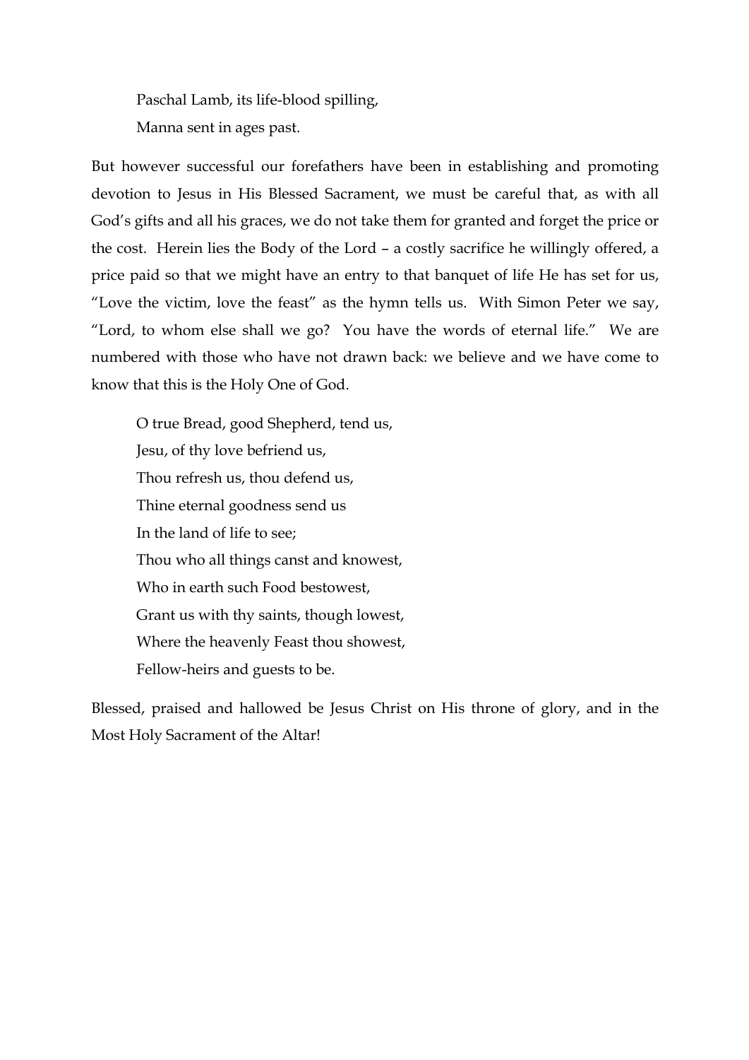Paschal Lamb, its life-blood spilling,  
Manna sent in ages past.

But however successful our forefathers have been in establishing and promoting devotion to Jesus in His Blessed Sacrament, we must be careful that, as with all God's gifts and all his graces, we do not take them for granted and forget the price or the cost. Herein lies the Body of the Lord – a costly sacrifice he willingly offered, a price paid so that we might have an entry to that banquet of life He has set for us, "Love the victim, love the feast" as the hymn tells us. With Simon Peter we say, "Lord, to whom else shall we go? You have the words of eternal life." We are numbered with those who have not drawn back: we believe and we have come to know that this is the Holy One of God.

O true Bread, good Shepherd, tend us,  
Jesu, of thy love befriend us,  
Thou refresh us, thou defend us,  
Thine eternal goodness send us  
In the land of life to see;  
Thou who all things canst and knowest,  
Who in earth such Food bestowest,  
Grant us with thy saints, though lowest,  
Where the heavenly Feast thou showest,  
Fellow-heirs and guests to be.

Blessed, praised and hallowed be Jesus Christ on His throne of glory, and in the Most Holy Sacrament of the Altar!